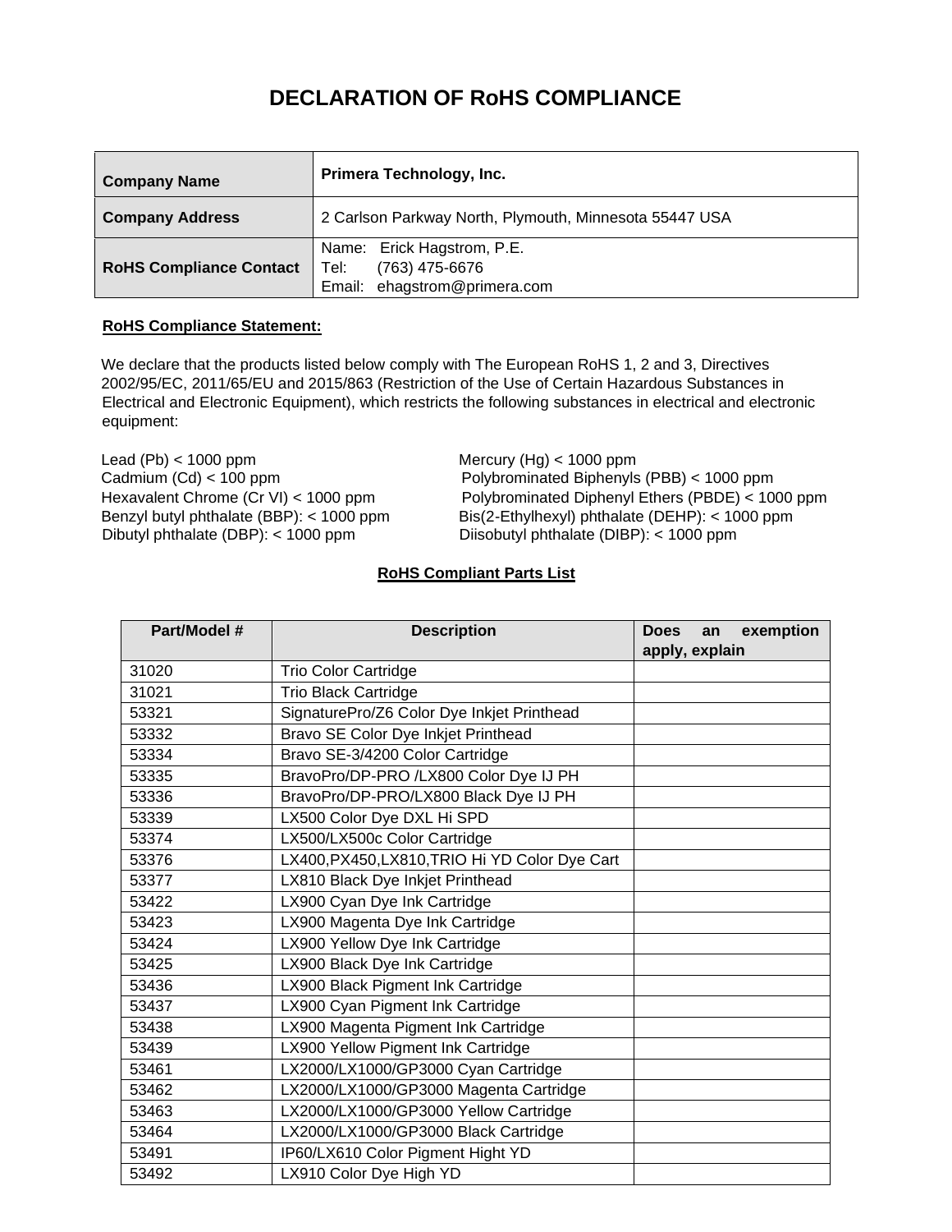# DECLARATION OF RoHS COMPLIANCE

| **Company Name** | **Primera Technology, Inc.** |
|---|---|
| **Company Address** | 2 Carlson Parkway North, Plymouth, Minnesota 55447 USA |
| **RoHS Compliance Contact** | Name: Erick Hagstrom, P.E.<br>Tel: (763) 475-6676<br>Email: ehagstrom@primera.com |

**RoHS Compliance Statement:**

We declare that the products listed below comply with The European RoHS 1, 2 and 3, Directives 2002/95/EC, 2011/65/EU and 2015/863 (Restriction of the Use of Certain Hazardous Substances in Electrical and Electronic Equipment), which restricts the following substances in electrical and electronic equipment:

- Lead (Pb) < 1000 ppm
- Mercury (Hg) < 1000 ppm
- Cadmium (Cd) < 100 ppm
- Polybrominated Biphenyls (PBB) < 1000 ppm
- Hexavalent Chrome (Cr VI) < 1000 ppm
- Polybrominated Diphenyl Ethers (PBDE) < 1000 ppm
- Benzyl butyl phthalate (BBP): < 1000 ppm
- Bis(2-Ethylhexyl) phthalate (DEHP): < 1000 ppm
- Dibutyl phthalate (DBP): < 1000 ppm
- Diisobutyl phthalate (DIBP): < 1000 ppm

**RoHS Compliant Parts List**

| Part/Model # | Description | Does an exemption apply, explain |
|---|---|---|
| 31020 | Trio Color Cartridge | |
| 31021 | Trio Black Cartridge | |
| 53321 | SignaturePro/Z6 Color Dye Inkjet Printhead | |
| 53332 | Bravo SE Color Dye Inkjet Printhead | |
| 53334 | Bravo SE-3/4200 Color Cartridge | |
| 53335 | BravoPro/DP-PRO /LX800 Color Dye IJ PH | |
| 53336 | BravoPro/DP-PRO/LX800 Black Dye IJ PH | |
| 53339 | LX500 Color Dye DXL Hi SPD | |
| 53374 | LX500/LX500c Color Cartridge | |
| 53376 | LX400,PX450,LX810,TRIO Hi YD Color Dye Cart | |
| 53377 | LX810 Black Dye Inkjet Printhead | |
| 53422 | LX900 Cyan Dye Ink Cartridge | |
| 53423 | LX900 Magenta Dye Ink Cartridge | |
| 53424 | LX900 Yellow Dye Ink Cartridge | |
| 53425 | LX900 Black Dye Ink Cartridge | |
| 53436 | LX900 Black Pigment Ink Cartridge | |
| 53437 | LX900 Cyan Pigment Ink Cartridge | |
| 53438 | LX900 Magenta Pigment Ink Cartridge | |
| 53439 | LX900 Yellow Pigment Ink Cartridge | |
| 53461 | LX2000/LX1000/GP3000 Cyan Cartridge | |
| 53462 | LX2000/LX1000/GP3000 Magenta Cartridge | |
| 53463 | LX2000/LX1000/GP3000 Yellow Cartridge | |
| 53464 | LX2000/LX1000/GP3000 Black Cartridge | |
| 53491 | IP60/LX610 Color Pigment Hight YD | |
| 53492 | LX910 Color Dye High YD | |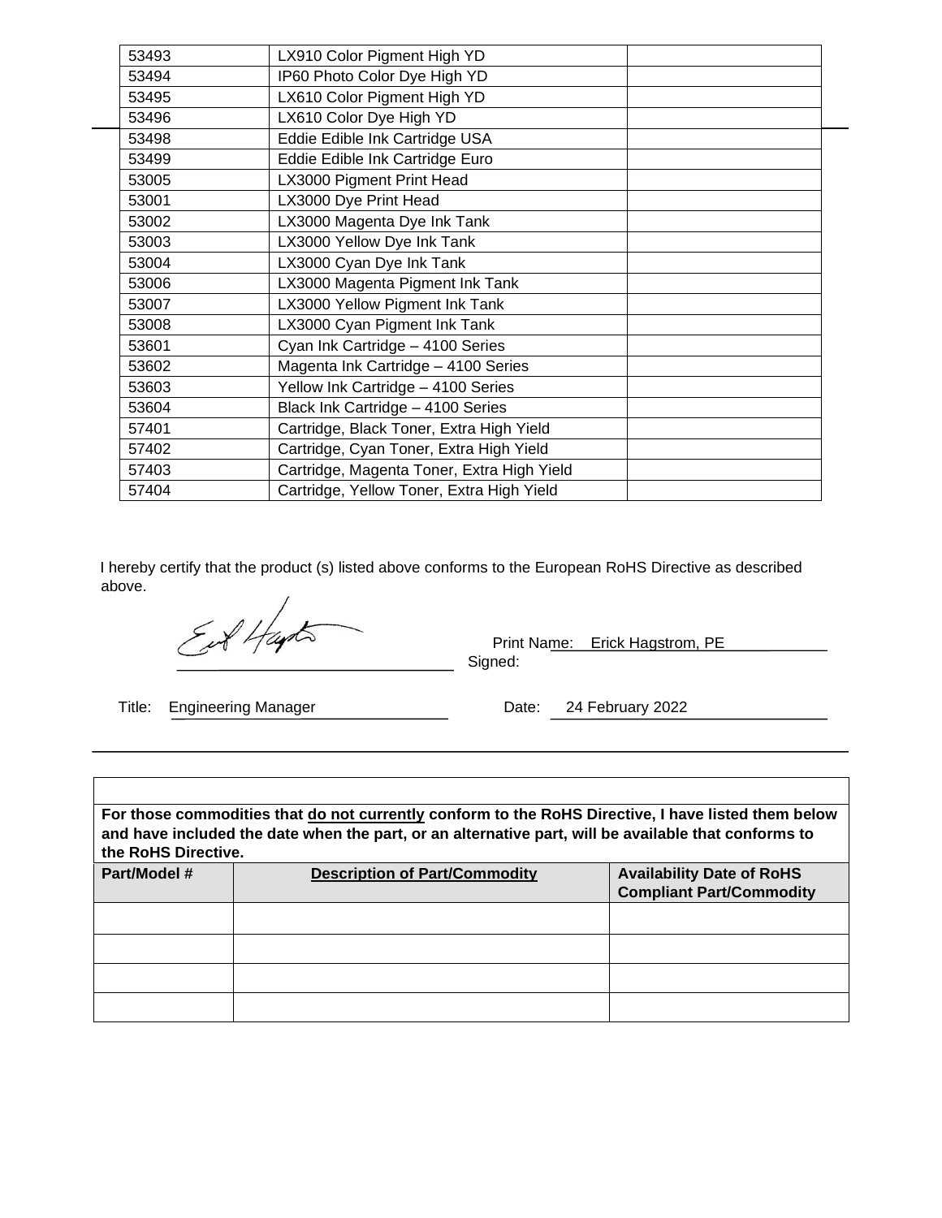| | | |
|---|---|---|
| 53493 | LX910 Color Pigment High YD | |
| 53494 | IP60 Photo Color Dye High YD | |
| 53495 | LX610 Color Pigment High YD | |
| 53496 | LX610 Color Dye High YD | |
| 53498 | Eddie Edible Ink Cartridge USA | |
| 53499 | Eddie Edible Ink Cartridge Euro | |
| 53005 | LX3000 Pigment Print Head | |
| 53001 | LX3000 Dye Print Head | |
| 53002 | LX3000 Magenta Dye Ink Tank | |
| 53003 | LX3000 Yellow Dye Ink Tank | |
| 53004 | LX3000 Cyan Dye Ink Tank | |
| 53006 | LX3000 Magenta Pigment Ink Tank | |
| 53007 | LX3000 Yellow Pigment Ink Tank | |
| 53008 | LX3000 Cyan Pigment Ink Tank | |
| 53601 | Cyan Ink Cartridge – 4100 Series | |
| 53602 | Magenta Ink Cartridge – 4100 Series | |
| 53603 | Yellow Ink Cartridge – 4100 Series | |
| 53604 | Black Ink Cartridge – 4100 Series | |
| 57401 | Cartridge, Black Toner, Extra High Yield | |
| 57402 | Cartridge, Cyan Toner, Extra High Yield | |
| 57403 | Cartridge, Magenta Toner, Extra High Yield | |
| 57404 | Cartridge, Yellow Toner, Extra High Yield | |

I hereby certify that the product (s) listed above conforms to the European RoHS Directive as described above.

Signed: ______________________________ Print Name: Erick Hagstrom, PE

Title: Engineering Manager Date: 24 February 2022

**For those commodities that do not currently conform to the RoHS Directive, I have listed them below and have included the date when the part, or an alternative part, will be available that conforms to the RoHS Directive.**

| Part/Model # | Description of Part/Commodity | Availability Date of RoHS Compliant Part/Commodity |
|---|---|---|
| | | |
| | | |
| | | |
| | | |